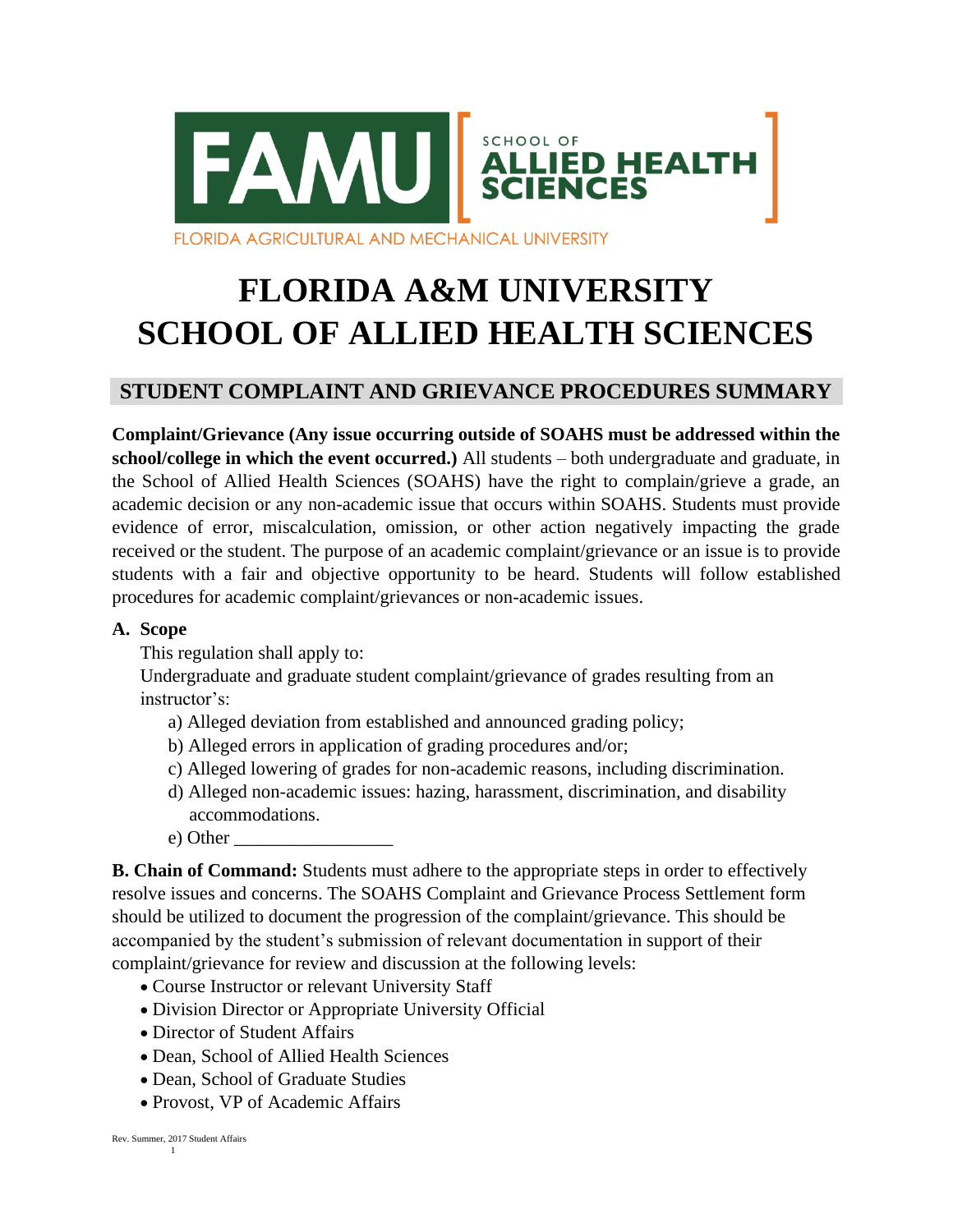# FLORIDA A&M UNIVERSITY
# SCHOOL OF ALLIED HEALTH SCIENCES

## STUDENT COMPLAINT AND GRIEVANCE PROCEDURES SUMMARY

**Complaint/Grievance (Any issue occurring outside of SOAHS must be addressed within the school/college in which the event occurred.)** All students – both undergraduate and graduate, in the School of Allied Health Sciences (SOAHS) have the right to complain/grieve a grade, an academic decision or any non-academic issue that occurs within SOAHS. Students must provide evidence of error, miscalculation, omission, or other action negatively impacting the grade received or the student. The purpose of an academic complaint/grievance or an issue is to provide students with a fair and objective opportunity to be heard. Students will follow established procedures for academic complaint/grievances or non-academic issues.

**A. Scope**

This regulation shall apply to:

Undergraduate and graduate student complaint/grievance of grades resulting from an instructor's:

a) Alleged deviation from established and announced grading policy;
b) Alleged errors in application of grading procedures and/or;
c) Alleged lowering of grades for non-academic reasons, including discrimination.
d) Alleged non-academic issues: hazing, harassment, discrimination, and disability accommodations.
e) Other _________________

**B. Chain of Command:** Students must adhere to the appropriate steps in order to effectively resolve issues and concerns. The SOAHS Complaint and Grievance Process Settlement form should be utilized to document the progression of the complaint/grievance. This should be accompanied by the student's submission of relevant documentation in support of their complaint/grievance for review and discussion at the following levels:

- Course Instructor or relevant University Staff
- Division Director or Appropriate University Official
- Director of Student Affairs
- Dean, School of Allied Health Sciences
- Dean, School of Graduate Studies
- Provost, VP of Academic Affairs

Rev. Summer, 2017 Student Affairs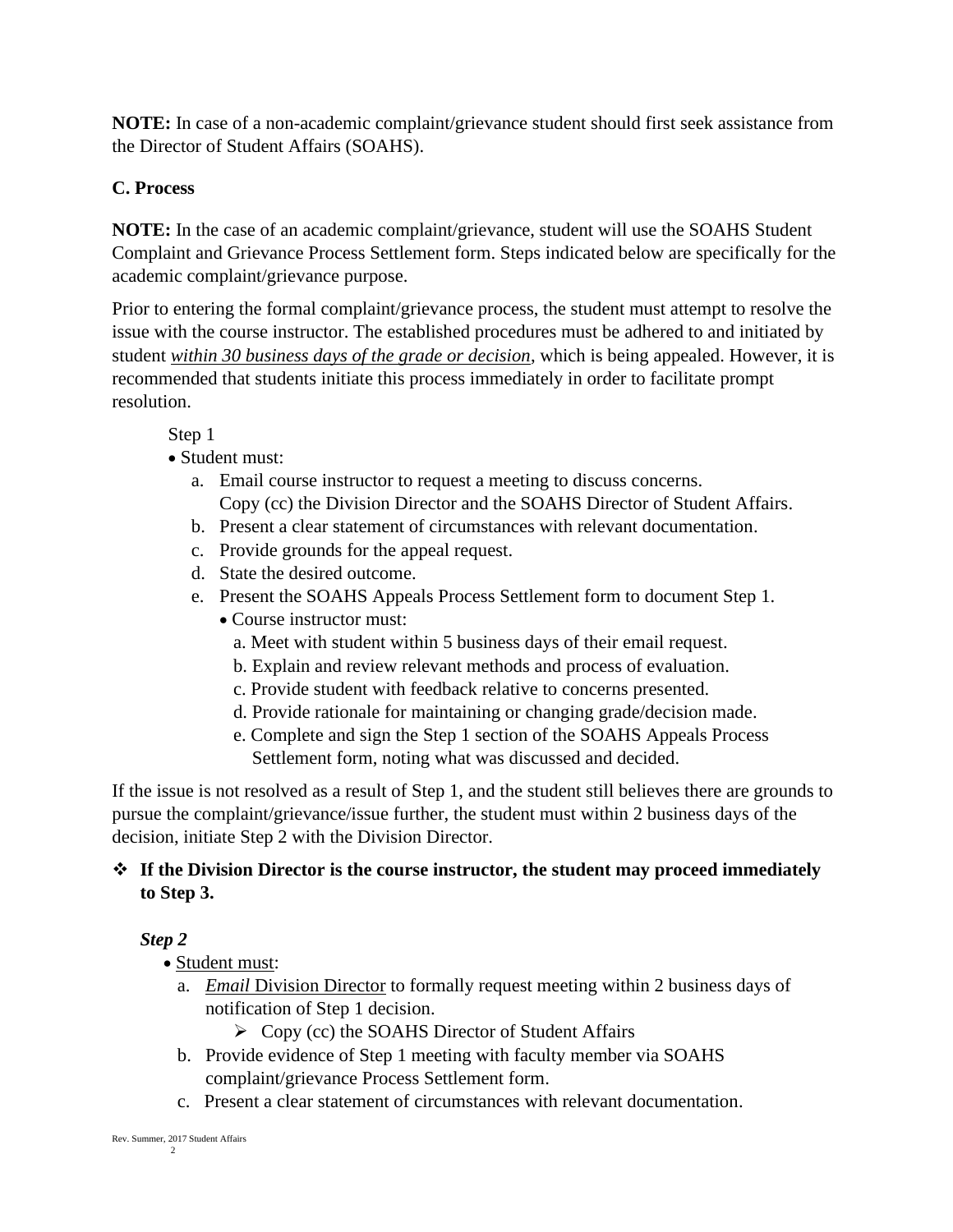**NOTE:** In case of a non-academic complaint/grievance student should first seek assistance from the Director of Student Affairs (SOAHS).

**C. Process**

**NOTE:** In the case of an academic complaint/grievance, student will use the SOAHS Student Complaint and Grievance Process Settlement form. Steps indicated below are specifically for the academic complaint/grievance purpose.

Prior to entering the formal complaint/grievance process, the student must attempt to resolve the issue with the course instructor. The established procedures must be adhered to and initiated by student <u>*within 30 business days of the grade or decision*</u>, which is being appealed. However, it is recommended that students initiate this process immediately in order to facilitate prompt resolution.

Step 1

- Student must:
  a. Email course instructor to request a meeting to discuss concerns. Copy (cc) the Division Director and the SOAHS Director of Student Affairs.
  b. Present a clear statement of circumstances with relevant documentation.
  c. Provide grounds for the appeal request.
  d. State the desired outcome.
  e. Present the SOAHS Appeals Process Settlement form to document Step 1.
     - Course instructor must:
       a. Meet with student within 5 business days of their email request.
       b. Explain and review relevant methods and process of evaluation.
       c. Provide student with feedback relative to concerns presented.
       d. Provide rationale for maintaining or changing grade/decision made.
       e. Complete and sign the Step 1 section of the SOAHS Appeals Process Settlement form, noting what was discussed and decided.

If the issue is not resolved as a result of Step 1, and the student still believes there are grounds to pursue the complaint/grievance/issue further, the student must within 2 business days of the decision, initiate Step 2 with the Division Director.

- **If the Division Director is the course instructor, the student may proceed immediately to Step 3.**

***Step 2***

- <u>Student must</u>:
  a. <u>*Email* Division Director</u> to formally request meeting within 2 business days of notification of Step 1 decision.
     - Copy (cc) the SOAHS Director of Student Affairs
  b. Provide evidence of Step 1 meeting with faculty member via SOAHS complaint/grievance Process Settlement form.
  c. Present a clear statement of circumstances with relevant documentation.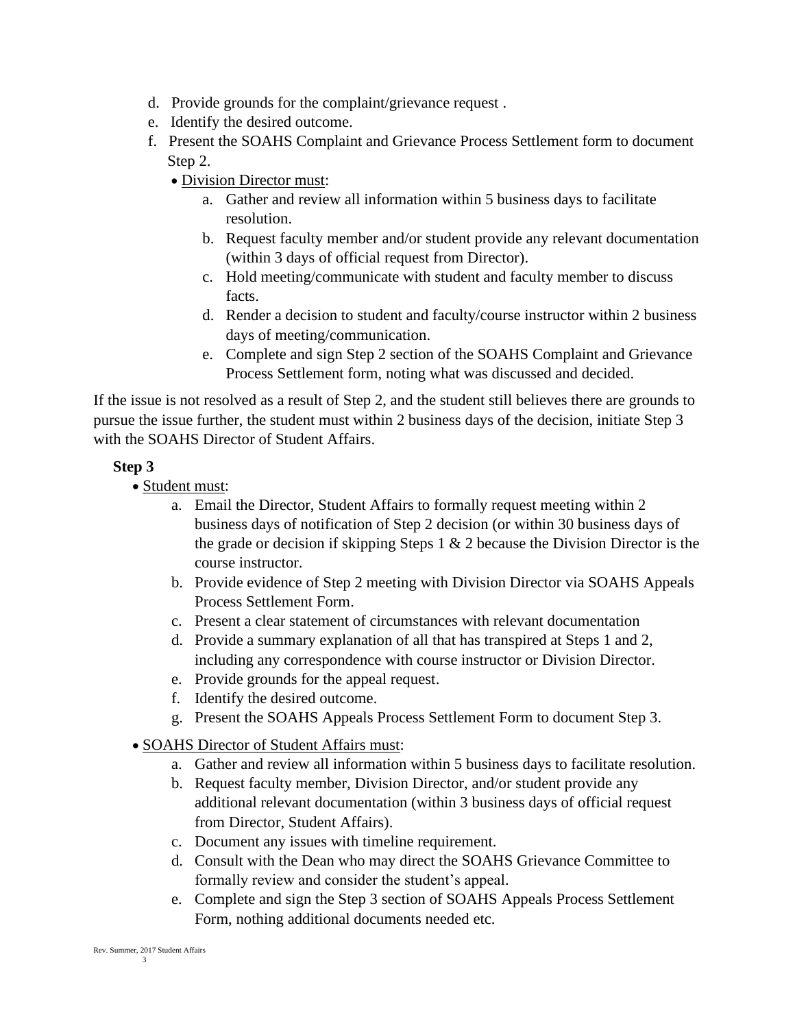d. Provide grounds for the complaint/grievance request .
e. Identify the desired outcome.
f. Present the SOAHS Complaint and Grievance Process Settlement form to document Step 2.

- Division Director must:
    a. Gather and review all information within 5 business days to facilitate resolution.
    b. Request faculty member and/or student provide any relevant documentation (within 3 days of official request from Director).
    c. Hold meeting/communicate with student and faculty member to discuss facts.
    d. Render a decision to student and faculty/course instructor within 2 business days of meeting/communication.
    e. Complete and sign Step 2 section of the SOAHS Complaint and Grievance Process Settlement form, noting what was discussed and decided.

If the issue is not resolved as a result of Step 2, and the student still believes there are grounds to pursue the issue further, the student must within 2 business days of the decision, initiate Step 3 with the SOAHS Director of Student Affairs.

**Step 3**

- Student must:
    a. Email the Director, Student Affairs to formally request meeting within 2 business days of notification of Step 2 decision (or within 30 business days of the grade or decision if skipping Steps 1 & 2 because the Division Director is the course instructor.
    b. Provide evidence of Step 2 meeting with Division Director via SOAHS Appeals Process Settlement Form.
    c. Present a clear statement of circumstances with relevant documentation
    d. Provide a summary explanation of all that has transpired at Steps 1 and 2, including any correspondence with course instructor or Division Director.
    e. Provide grounds for the appeal request.
    f. Identify the desired outcome.
    g. Present the SOAHS Appeals Process Settlement Form to document Step 3.

- SOAHS Director of Student Affairs must:
    a. Gather and review all information within 5 business days to facilitate resolution.
    b. Request faculty member, Division Director, and/or student provide any additional relevant documentation (within 3 business days of official request from Director, Student Affairs).
    c. Document any issues with timeline requirement.
    d. Consult with the Dean who may direct the SOAHS Grievance Committee to formally review and consider the student's appeal.
    e. Complete and sign the Step 3 section of SOAHS Appeals Process Settlement Form, nothing additional documents needed etc.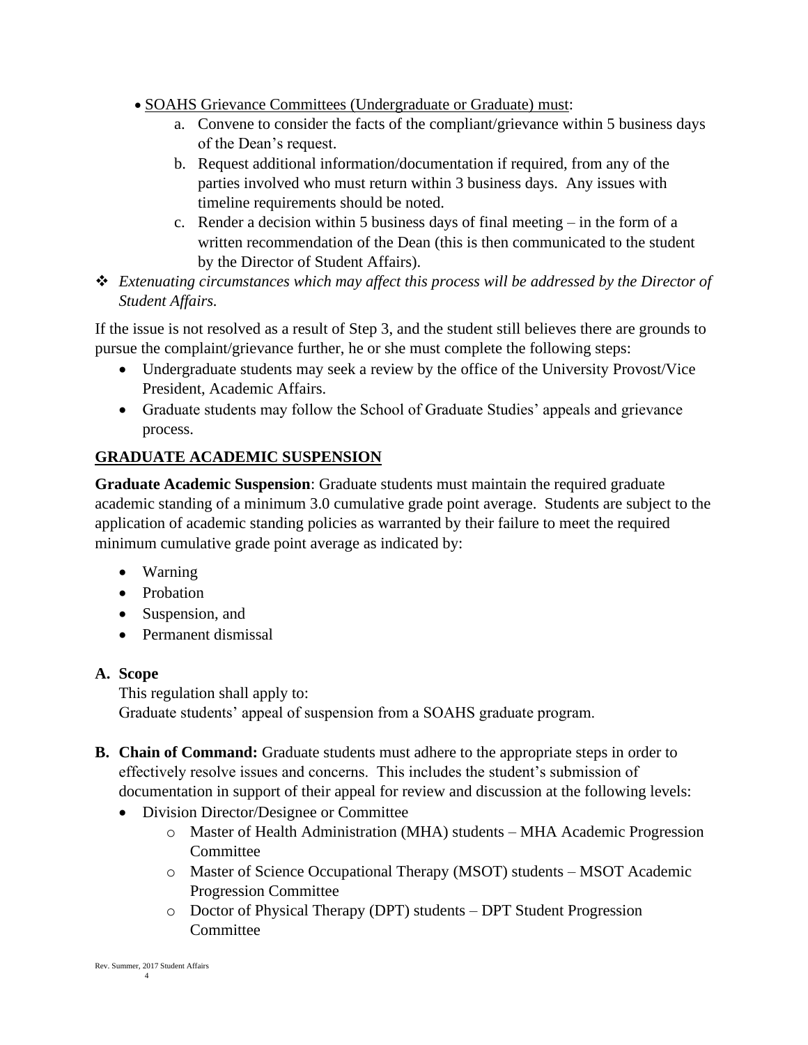- <u>SOAHS Grievance Committees (Undergraduate or Graduate) must</u>:
  a. Convene to consider the facts of the compliant/grievance within 5 business days of the Dean's request.
  b. Request additional information/documentation if required, from any of the parties involved who must return within 3 business days. Any issues with timeline requirements should be noted.
  c. Render a decision within 5 business days of final meeting – in the form of a written recommendation of the Dean (this is then communicated to the student by the Director of Student Affairs).

❖ *Extenuating circumstances which may affect this process will be addressed by the Director of Student Affairs.*

If the issue is not resolved as a result of Step 3, and the student still believes there are grounds to pursue the complaint/grievance further, he or she must complete the following steps:

- Undergraduate students may seek a review by the office of the University Provost/Vice President, Academic Affairs.
- Graduate students may follow the School of Graduate Studies' appeals and grievance process.

## GRADUATE ACADEMIC SUSPENSION

**Graduate Academic Suspension**: Graduate students must maintain the required graduate academic standing of a minimum 3.0 cumulative grade point average. Students are subject to the application of academic standing policies as warranted by their failure to meet the required minimum cumulative grade point average as indicated by:

- Warning
- Probation
- Suspension, and
- Permanent dismissal

**A. Scope**

This regulation shall apply to:
Graduate students' appeal of suspension from a SOAHS graduate program.

**B. Chain of Command:** Graduate students must adhere to the appropriate steps in order to effectively resolve issues and concerns. This includes the student's submission of documentation in support of their appeal for review and discussion at the following levels:

- Division Director/Designee or Committee
  - Master of Health Administration (MHA) students – MHA Academic Progression Committee
  - Master of Science Occupational Therapy (MSOT) students – MSOT Academic Progression Committee
  - Doctor of Physical Therapy (DPT) students – DPT Student Progression Committee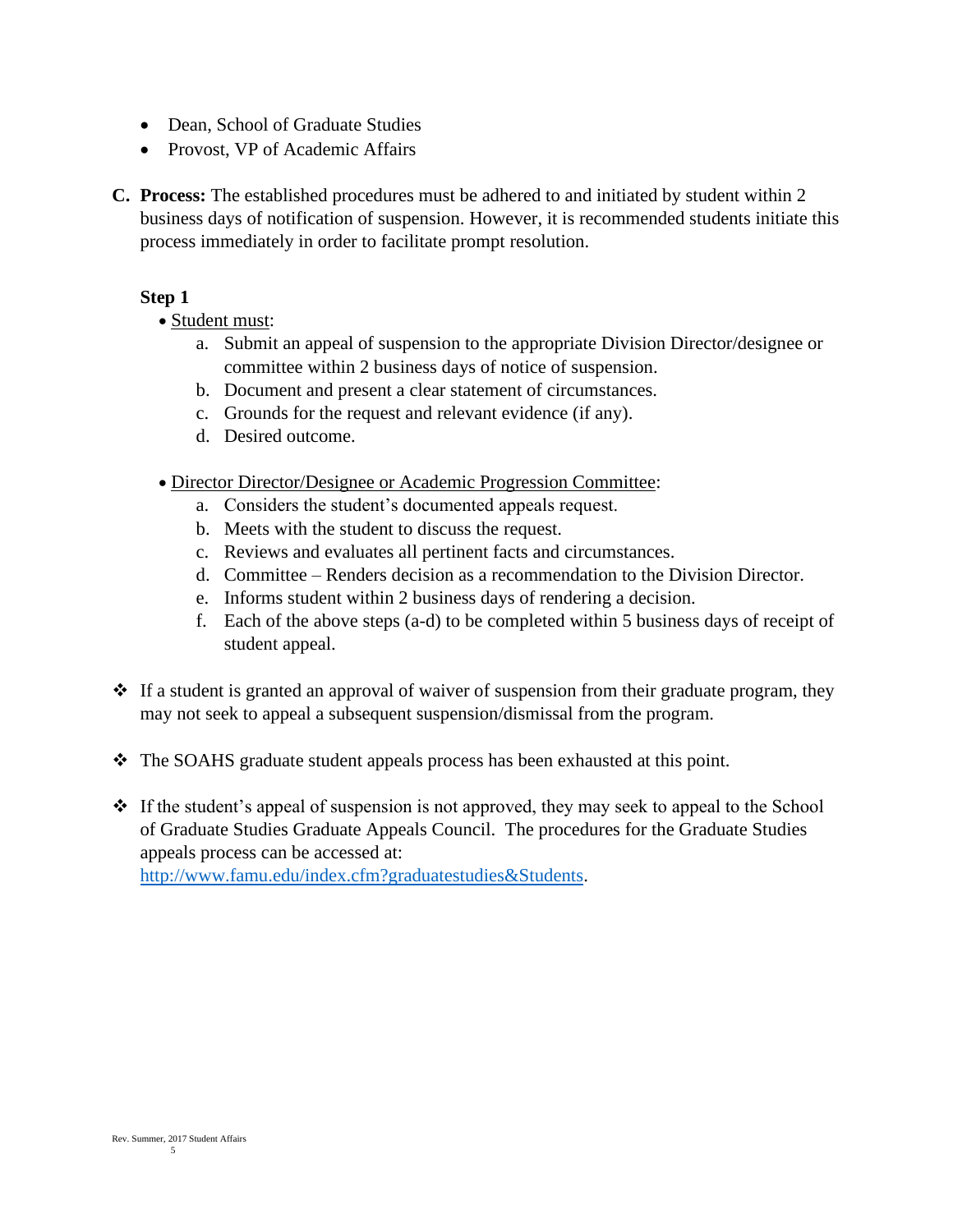- Dean, School of Graduate Studies
- Provost, VP of Academic Affairs

**C. Process:** The established procedures must be adhered to and initiated by student within 2 business days of notification of suspension. However, it is recommended students initiate this process immediately in order to facilitate prompt resolution.

**Step 1**

- Student must:
  a. Submit an appeal of suspension to the appropriate Division Director/designee or committee within 2 business days of notice of suspension.
  b. Document and present a clear statement of circumstances.
  c. Grounds for the request and relevant evidence (if any).
  d. Desired outcome.

- Director Director/Designee or Academic Progression Committee:
  a. Considers the student's documented appeals request.
  b. Meets with the student to discuss the request.
  c. Reviews and evaluates all pertinent facts and circumstances.
  d. Committee – Renders decision as a recommendation to the Division Director.
  e. Informs student within 2 business days of rendering a decision.
  f. Each of the above steps (a-d) to be completed within 5 business days of receipt of student appeal.

❖ If a student is granted an approval of waiver of suspension from their graduate program, they may not seek to appeal a subsequent suspension/dismissal from the program.

❖ The SOAHS graduate student appeals process has been exhausted at this point.

❖ If the student's appeal of suspension is not approved, they may seek to appeal to the School of Graduate Studies Graduate Appeals Council. The procedures for the Graduate Studies appeals process can be accessed at: http://www.famu.edu/index.cfm?graduatestudies&Students.